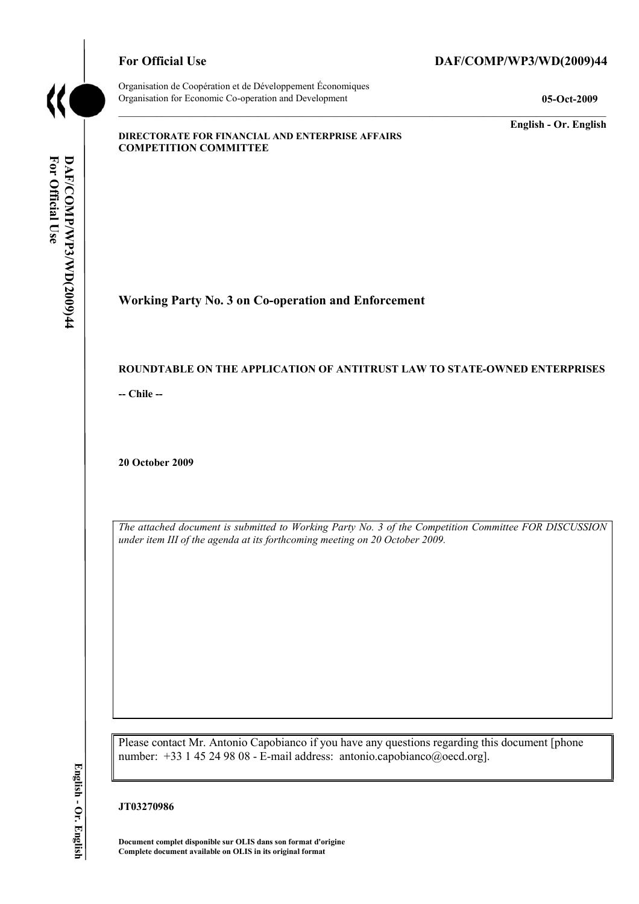**For Official Use** **DAF/COMP/WP3/WD(2009)44**

Organisation de Coopération et de Développement Économiques
Organisation for Economic Co-operation and Development **05-Oct-2009**

**English - Or. English**

**DIRECTORATE FOR FINANCIAL AND ENTERPRISE AFFAIRS**
**COMPETITION COMMITTEE**

# Working Party No. 3 on Co-operation and Enforcement

## ROUNDTABLE ON THE APPLICATION OF ANTITRUST LAW TO STATE-OWNED ENTERPRISES

**-- Chile --**

**20 October 2009**

*The attached document is submitted to Working Party No. 3 of the Competition Committee FOR DISCUSSION under item III of the agenda at its forthcoming meeting on 20 October 2009.*

Please contact Mr. Antonio Capobianco if you have any questions regarding this document [phone number: +33 1 45 24 98 08 - E-mail address: antonio.capobianco@oecd.org].

**JT03270986**

**Document complet disponible sur OLIS dans son format d'origine**
**Complete document available on OLIS in its original format**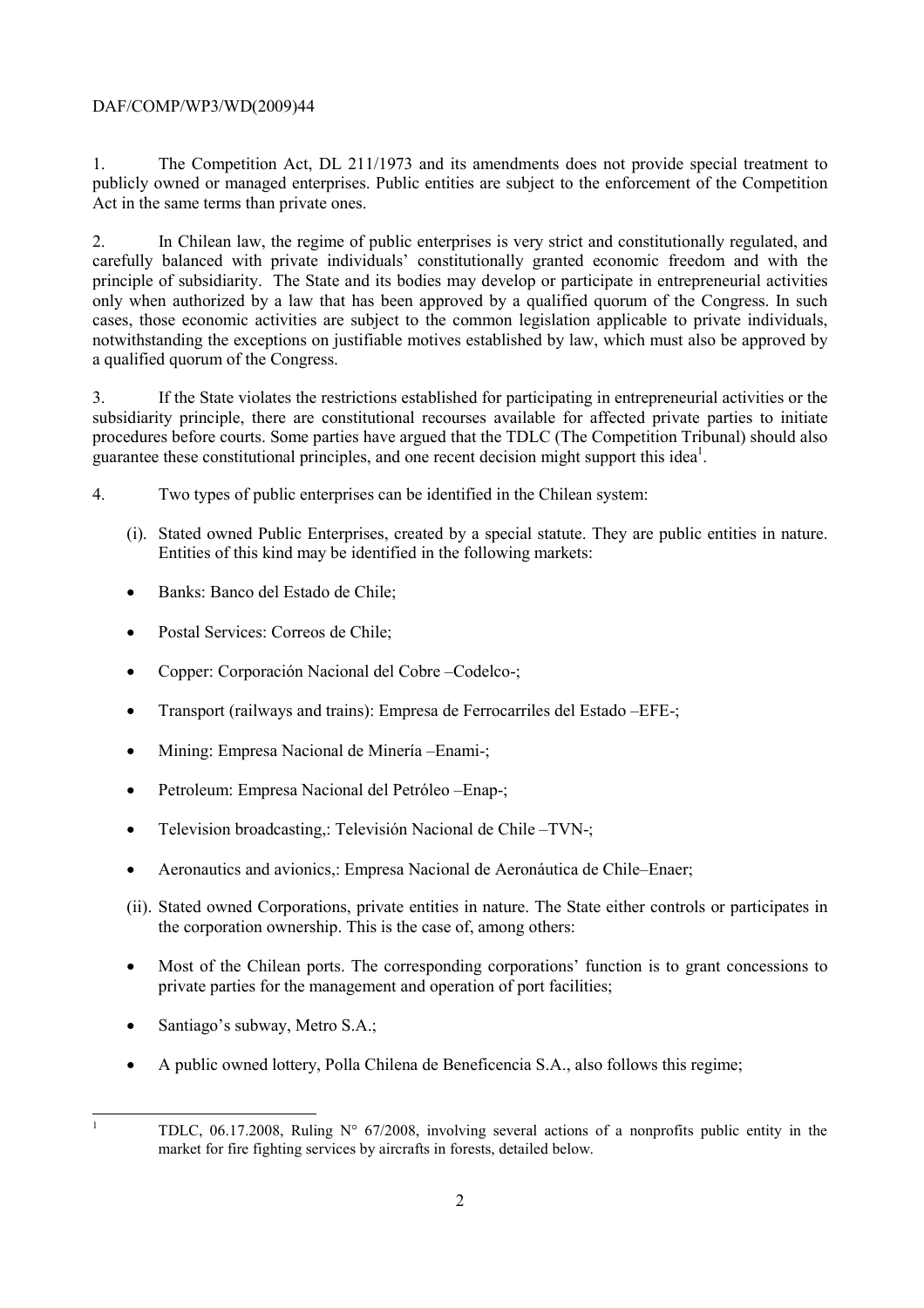1. The Competition Act, DL 211/1973 and its amendments does not provide special treatment to publicly owned or managed enterprises. Public entities are subject to the enforcement of the Competition Act in the same terms than private ones.

2. In Chilean law, the regime of public enterprises is very strict and constitutionally regulated, and carefully balanced with private individuals' constitutionally granted economic freedom and with the principle of subsidiarity. The State and its bodies may develop or participate in entrepreneurial activities only when authorized by a law that has been approved by a qualified quorum of the Congress. In such cases, those economic activities are subject to the common legislation applicable to private individuals, notwithstanding the exceptions on justifiable motives established by law, which must also be approved by a qualified quorum of the Congress.

3. If the State violates the restrictions established for participating in entrepreneurial activities or the subsidiarity principle, there are constitutional recourses available for affected private parties to initiate procedures before courts. Some parties have argued that the TDLC (The Competition Tribunal) should also guarantee these constitutional principles, and one recent decision might support this idea[1].

4. Two types of public enterprises can be identified in the Chilean system:

(i). Stated owned Public Enterprises, created by a special statute. They are public entities in nature. Entities of this kind may be identified in the following markets:

- Banks: Banco del Estado de Chile;
- Postal Services: Correos de Chile;
- Copper: Corporación Nacional del Cobre –Codelco-;
- Transport (railways and trains): Empresa de Ferrocarriles del Estado –EFE-;
- Mining: Empresa Nacional de Minería –Enami-;
- Petroleum: Empresa Nacional del Petróleo –Enap-;
- Television broadcasting,: Televisión Nacional de Chile –TVN-;
- Aeronautics and avionics,: Empresa Nacional de Aeronáutica de Chile–Enaer;

(ii). Stated owned Corporations, private entities in nature. The State either controls or participates in the corporation ownership. This is the case of, among others:

- Most of the Chilean ports. The corresponding corporations' function is to grant concessions to private parties for the management and operation of port facilities;
- Santiago's subway, Metro S.A.;
- A public owned lottery, Polla Chilena de Beneficencia S.A., also follows this regime;

[1] TDLC, 06.17.2008, Ruling N° 67/2008, involving several actions of a nonprofits public entity in the market for fire fighting services by aircrafts in forests, detailed below.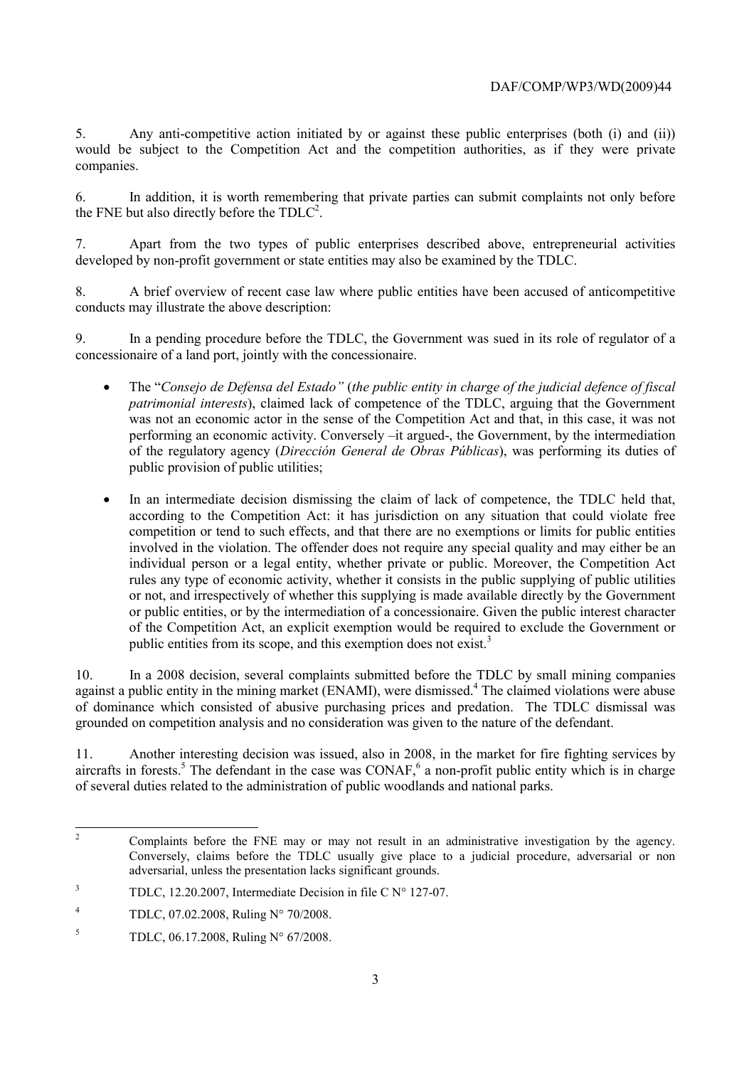5. Any anti-competitive action initiated by or against these public enterprises (both (i) and (ii)) would be subject to the Competition Act and the competition authorities, as if they were private companies.

6. In addition, it is worth remembering that private parties can submit complaints not only before the FNE but also directly before the TDLC[2].

7. Apart from the two types of public enterprises described above, entrepreneurial activities developed by non-profit government or state entities may also be examined by the TDLC.

8. A brief overview of recent case law where public entities have been accused of anticompetitive conducts may illustrate the above description:

9. In a pending procedure before the TDLC, the Government was sued in its role of regulator of a concessionaire of a land port, jointly with the concessionaire.

- The "*Consejo de Defensa del Estado"* (*the public entity in charge of the judicial defence of fiscal patrimonial interests*), claimed lack of competence of the TDLC, arguing that the Government was not an economic actor in the sense of the Competition Act and that, in this case, it was not performing an economic activity. Conversely –it argued-, the Government, by the intermediation of the regulatory agency (*Dirección General de Obras Públicas*), was performing its duties of public provision of public utilities;
- In an intermediate decision dismissing the claim of lack of competence, the TDLC held that, according to the Competition Act: it has jurisdiction on any situation that could violate free competition or tend to such effects, and that there are no exemptions or limits for public entities involved in the violation. The offender does not require any special quality and may either be an individual person or a legal entity, whether private or public. Moreover, the Competition Act rules any type of economic activity, whether it consists in the public supplying of public utilities or not, and irrespectively of whether this supplying is made available directly by the Government or public entities, or by the intermediation of a concessionaire. Given the public interest character of the Competition Act, an explicit exemption would be required to exclude the Government or public entities from its scope, and this exemption does not exist.[3]

10. In a 2008 decision, several complaints submitted before the TDLC by small mining companies against a public entity in the mining market (ENAMI), were dismissed.[4] The claimed violations were abuse of dominance which consisted of abusive purchasing prices and predation. The TDLC dismissal was grounded on competition analysis and no consideration was given to the nature of the defendant.

11. Another interesting decision was issued, also in 2008, in the market for fire fighting services by aircrafts in forests.[5] The defendant in the case was CONAF,[6] a non-profit public entity which is in charge of several duties related to the administration of public woodlands and national parks.

---

[2] Complaints before the FNE may or may not result in an administrative investigation by the agency. Conversely, claims before the TDLC usually give place to a judicial procedure, adversarial or non adversarial, unless the presentation lacks significant grounds.

[3] TDLC, 12.20.2007, Intermediate Decision in file C N° 127-07.

[4] TDLC, 07.02.2008, Ruling N° 70/2008.

[5] TDLC, 06.17.2008, Ruling N° 67/2008.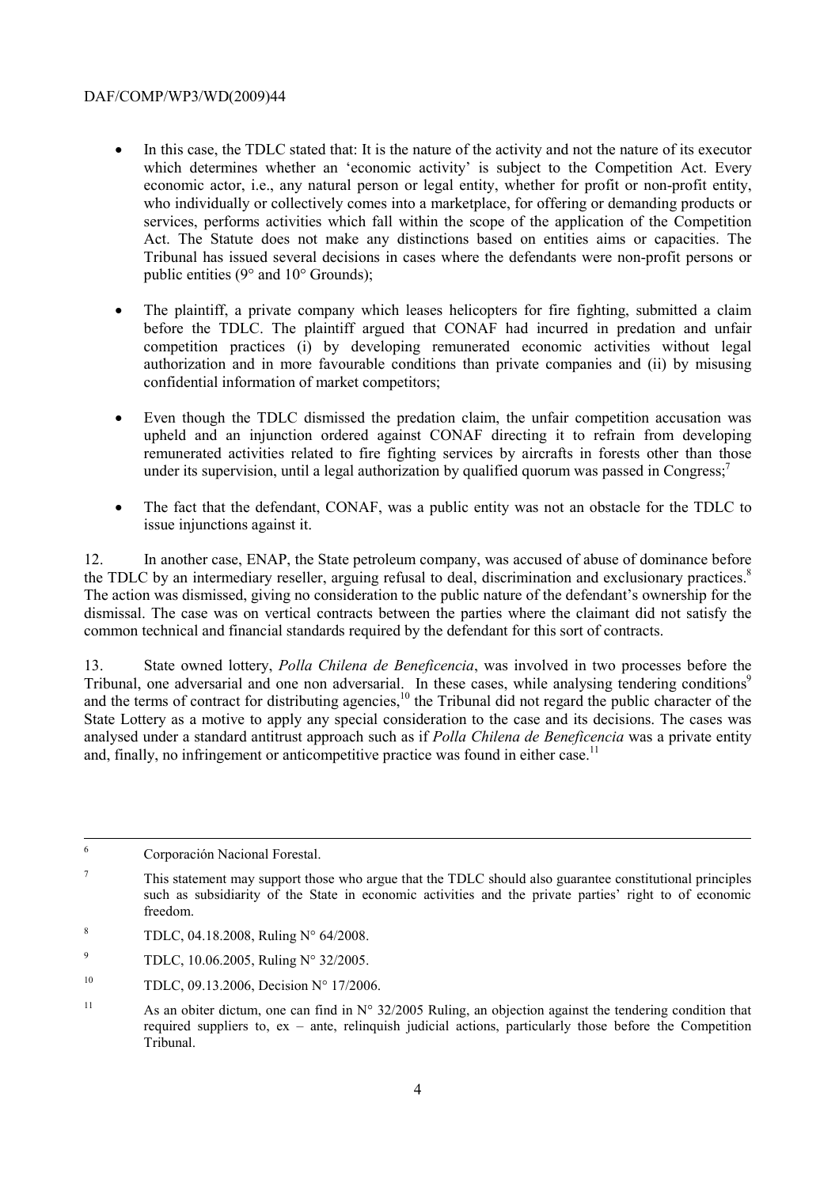- In this case, the TDLC stated that: It is the nature of the activity and not the nature of its executor which determines whether an 'economic activity' is subject to the Competition Act. Every economic actor, i.e., any natural person or legal entity, whether for profit or non-profit entity, who individually or collectively comes into a marketplace, for offering or demanding products or services, performs activities which fall within the scope of the application of the Competition Act. The Statute does not make any distinctions based on entities aims or capacities. The Tribunal has issued several decisions in cases where the defendants were non-profit persons or public entities (9° and 10° Grounds);

- The plaintiff, a private company which leases helicopters for fire fighting, submitted a claim before the TDLC. The plaintiff argued that CONAF had incurred in predation and unfair competition practices (i) by developing remunerated economic activities without legal authorization and in more favourable conditions than private companies and (ii) by misusing confidential information of market competitors;

- Even though the TDLC dismissed the predation claim, the unfair competition accusation was upheld and an injunction ordered against CONAF directing it to refrain from developing remunerated activities related to fire fighting services by aircrafts in forests other than those under its supervision, until a legal authorization by qualified quorum was passed in Congress;[7]

- The fact that the defendant, CONAF, was a public entity was not an obstacle for the TDLC to issue injunctions against it.

12. In another case, ENAP, the State petroleum company, was accused of abuse of dominance before the TDLC by an intermediary reseller, arguing refusal to deal, discrimination and exclusionary practices.[8] The action was dismissed, giving no consideration to the public nature of the defendant's ownership for the dismissal. The case was on vertical contracts between the parties where the claimant did not satisfy the common technical and financial standards required by the defendant for this sort of contracts.

13. State owned lottery, *Polla Chilena de Beneficencia*, was involved in two processes before the Tribunal, one adversarial and one non adversarial. In these cases, while analysing tendering conditions[9] and the terms of contract for distributing agencies,[10] the Tribunal did not regard the public character of the State Lottery as a motive to apply any special consideration to the case and its decisions. The cases was analysed under a standard antitrust approach such as if *Polla Chilena de Beneficencia* was a private entity and, finally, no infringement or anticompetitive practice was found in either case.[11]

---

[6] Corporación Nacional Forestal.

[7] This statement may support those who argue that the TDLC should also guarantee constitutional principles such as subsidiarity of the State in economic activities and the private parties' right to of economic freedom.

[8] TDLC, 04.18.2008, Ruling N° 64/2008.

[9] TDLC, 10.06.2005, Ruling N° 32/2005.

[10] TDLC, 09.13.2006, Decision N° 17/2006.

[11] As an obiter dictum, one can find in N° 32/2005 Ruling, an objection against the tendering condition that required suppliers to, ex – ante, relinquish judicial actions, particularly those before the Competition Tribunal.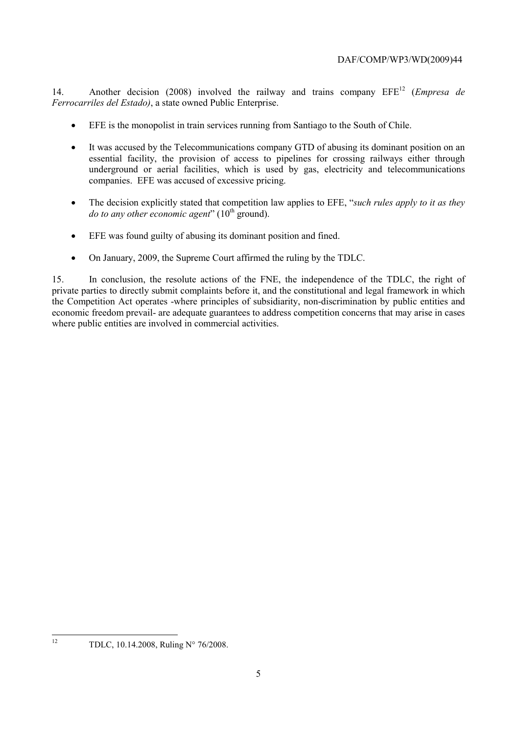14. Another decision (2008) involved the railway and trains company EFE[12] (*Empresa de Ferrocarriles del Estado)*, a state owned Public Enterprise.

- EFE is the monopolist in train services running from Santiago to the South of Chile.
- It was accused by the Telecommunications company GTD of abusing its dominant position on an essential facility, the provision of access to pipelines for crossing railways either through underground or aerial facilities, which is used by gas, electricity and telecommunications companies. EFE was accused of excessive pricing.
- The decision explicitly stated that competition law applies to EFE, "*such rules apply to it as they do to any other economic agent*" (10th ground).
- EFE was found guilty of abusing its dominant position and fined.
- On January, 2009, the Supreme Court affirmed the ruling by the TDLC.

15. In conclusion, the resolute actions of the FNE, the independence of the TDLC, the right of private parties to directly submit complaints before it, and the constitutional and legal framework in which the Competition Act operates -where principles of subsidiarity, non-discrimination by public entities and economic freedom prevail- are adequate guarantees to address competition concerns that may arise in cases where public entities are involved in commercial activities.

---

[12] TDLC, 10.14.2008, Ruling N° 76/2008.